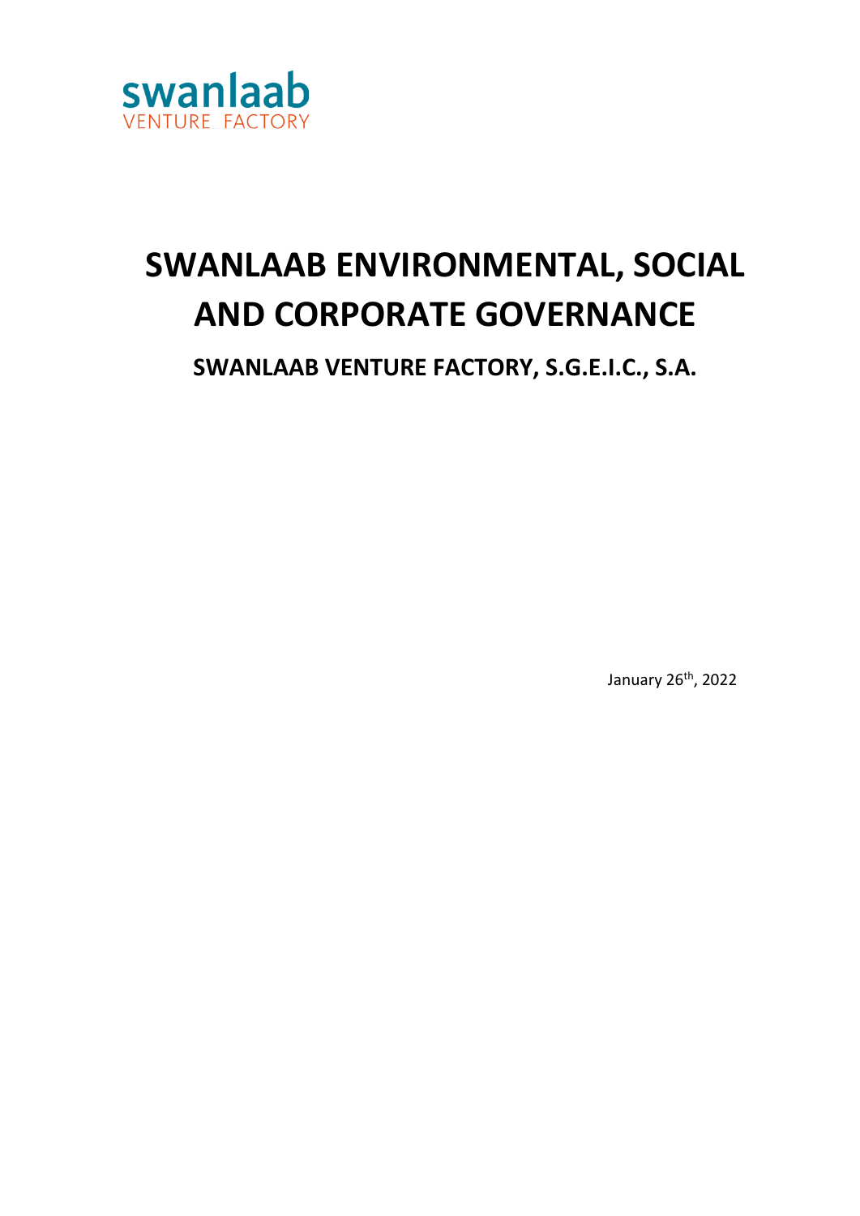swanlaab
VENTURE FACTORY

# SWANLAAB ENVIRONMENTAL, SOCIAL AND CORPORATE GOVERNANCE

## SWANLAAB VENTURE FACTORY, S.G.E.I.C., S.A.

January 26th, 2022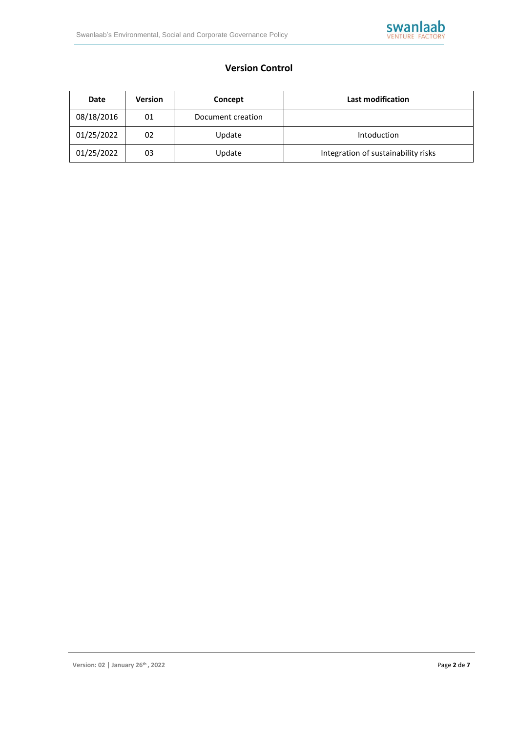## Version Control

| Date | Version | Concept | Last modification |
| --- | --- | --- | --- |
| 08/18/2016 | 01 | Document creation | |
| 01/25/2022 | 02 | Update | Intoduction |
| 01/25/2022 | 03 | Update | Integration of sustainability risks |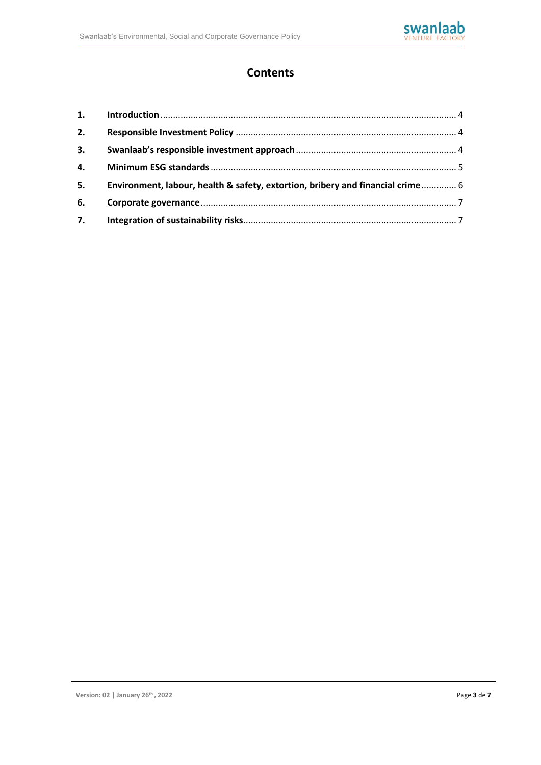# Contents

| | | |
|---|---|---|
| **1.** | **Introduction** | 4 |
| **2.** | **Responsible Investment Policy** | 4 |
| **3.** | **Swanlaab's responsible investment approach** | 4 |
| **4.** | **Minimum ESG standards** | 5 |
| **5.** | **Environment, labour, health & safety, extortion, bribery and financial crime** | 6 |
| **6.** | **Corporate governance** | 7 |
| **7.** | **Integration of sustainability risks** | 7 |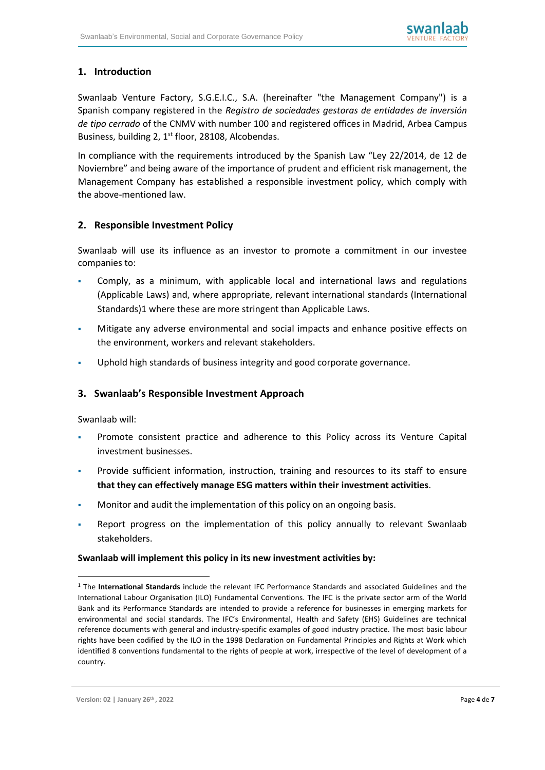## 1. Introduction

Swanlaab Venture Factory, S.G.E.I.C., S.A. (hereinafter "the Management Company") is a Spanish company registered in the *Registro de sociedades gestoras de entidades de inversión de tipo cerrado* of the CNMV with number 100 and registered offices in Madrid, Arbea Campus Business, building 2, 1st floor, 28108, Alcobendas.

In compliance with the requirements introduced by the Spanish Law "Ley 22/2014, de 12 de Noviembre" and being aware of the importance of prudent and efficient risk management, the Management Company has established a responsible investment policy, which comply with the above-mentioned law.

## 2. Responsible Investment Policy

Swanlaab will use its influence as an investor to promote a commitment in our investee companies to:

- Comply, as a minimum, with applicable local and international laws and regulations (Applicable Laws) and, where appropriate, relevant international standards (International Standards)[1] where these are more stringent than Applicable Laws.
- Mitigate any adverse environmental and social impacts and enhance positive effects on the environment, workers and relevant stakeholders.
- Uphold high standards of business integrity and good corporate governance.

## 3. Swanlaab's Responsible Investment Approach

Swanlaab will:

- Promote consistent practice and adherence to this Policy across its Venture Capital investment businesses.
- Provide sufficient information, instruction, training and resources to its staff to ensure **that they can effectively manage ESG matters within their investment activities**.
- Monitor and audit the implementation of this policy on an ongoing basis.
- Report progress on the implementation of this policy annually to relevant Swanlaab stakeholders.

**Swanlaab will implement this policy in its new investment activities by:**

[1] The **International Standards** include the relevant IFC Performance Standards and associated Guidelines and the International Labour Organisation (ILO) Fundamental Conventions. The IFC is the private sector arm of the World Bank and its Performance Standards are intended to provide a reference for businesses in emerging markets for environmental and social standards. The IFC's Environmental, Health and Safety (EHS) Guidelines are technical reference documents with general and industry-specific examples of good industry practice. The most basic labour rights have been codified by the ILO in the 1998 Declaration on Fundamental Principles and Rights at Work which identified 8 conventions fundamental to the rights of people at work, irrespective of the level of development of a country.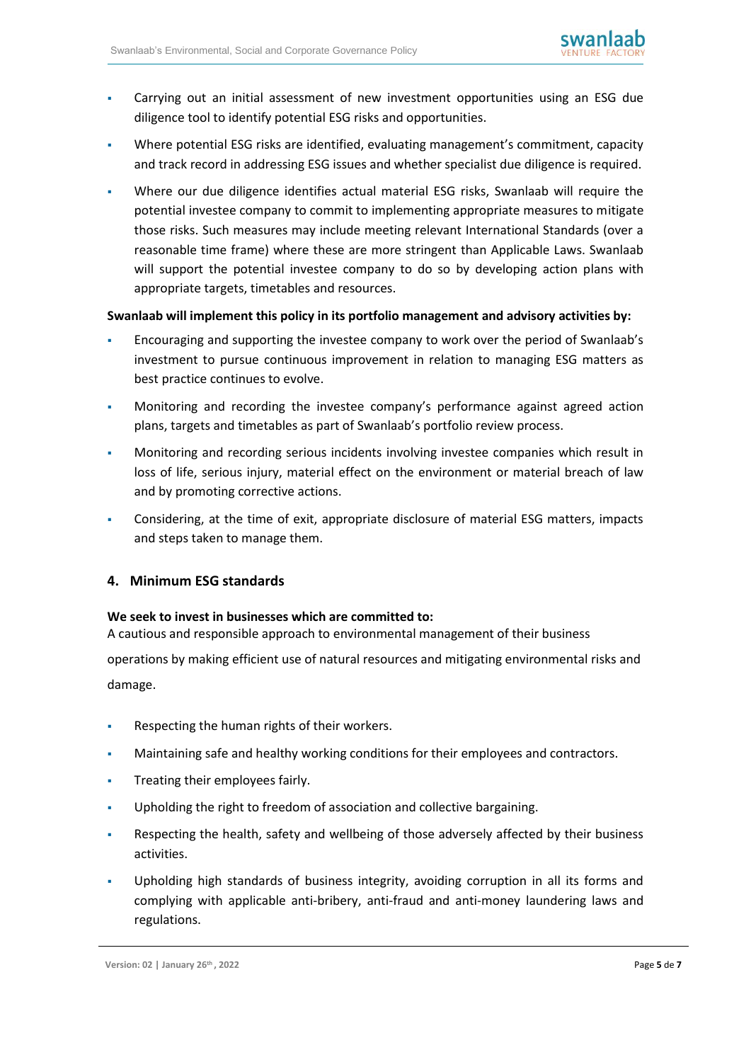- Carrying out an initial assessment of new investment opportunities using an ESG due diligence tool to identify potential ESG risks and opportunities.
- Where potential ESG risks are identified, evaluating management's commitment, capacity and track record in addressing ESG issues and whether specialist due diligence is required.
- Where our due diligence identifies actual material ESG risks, Swanlaab will require the potential investee company to commit to implementing appropriate measures to mitigate those risks. Such measures may include meeting relevant International Standards (over a reasonable time frame) where these are more stringent than Applicable Laws. Swanlaab will support the potential investee company to do so by developing action plans with appropriate targets, timetables and resources.

**Swanlaab will implement this policy in its portfolio management and advisory activities by:**

- Encouraging and supporting the investee company to work over the period of Swanlaab's investment to pursue continuous improvement in relation to managing ESG matters as best practice continues to evolve.
- Monitoring and recording the investee company's performance against agreed action plans, targets and timetables as part of Swanlaab's portfolio review process.
- Monitoring and recording serious incidents involving investee companies which result in loss of life, serious injury, material effect on the environment or material breach of law and by promoting corrective actions.
- Considering, at the time of exit, appropriate disclosure of material ESG matters, impacts and steps taken to manage them.

## 4. Minimum ESG standards

**We seek to invest in businesses which are committed to:**

A cautious and responsible approach to environmental management of their business operations by making efficient use of natural resources and mitigating environmental risks and damage.

- Respecting the human rights of their workers.
- Maintaining safe and healthy working conditions for their employees and contractors.
- Treating their employees fairly.
- Upholding the right to freedom of association and collective bargaining.
- Respecting the health, safety and wellbeing of those adversely affected by their business activities.
- Upholding high standards of business integrity, avoiding corruption in all its forms and complying with applicable anti-bribery, anti-fraud and anti-money laundering laws and regulations.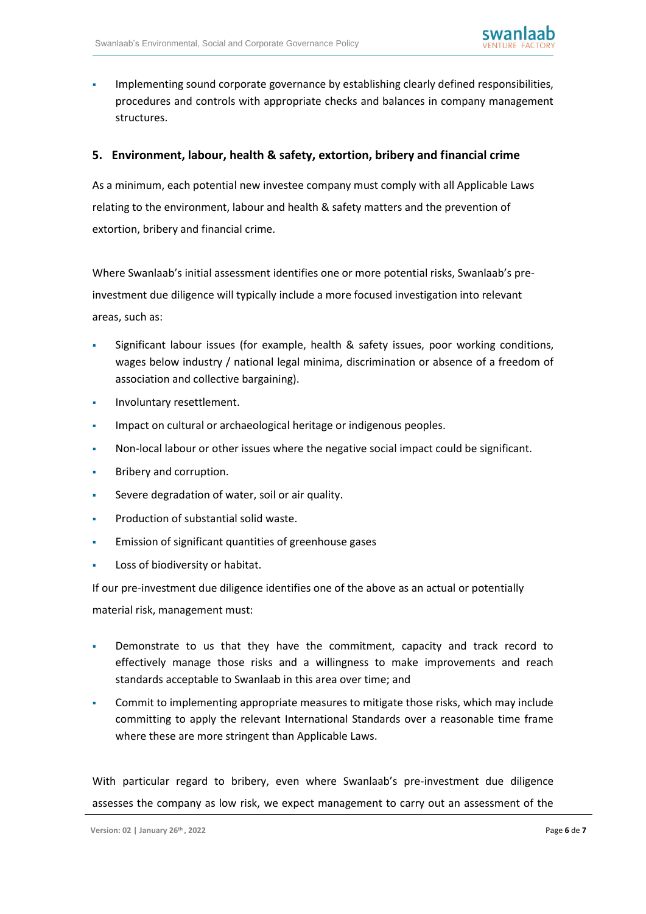- Implementing sound corporate governance by establishing clearly defined responsibilities, procedures and controls with appropriate checks and balances in company management structures.

## 5. Environment, labour, health & safety, extortion, bribery and financial crime

As a minimum, each potential new investee company must comply with all Applicable Laws relating to the environment, labour and health & safety matters and the prevention of extortion, bribery and financial crime.

Where Swanlaab's initial assessment identifies one or more potential risks, Swanlaab's pre-investment due diligence will typically include a more focused investigation into relevant areas, such as:

- Significant labour issues (for example, health & safety issues, poor working conditions, wages below industry / national legal minima, discrimination or absence of a freedom of association and collective bargaining).
- Involuntary resettlement.
- Impact on cultural or archaeological heritage or indigenous peoples.
- Non-local labour or other issues where the negative social impact could be significant.
- Bribery and corruption.
- Severe degradation of water, soil or air quality.
- Production of substantial solid waste.
- Emission of significant quantities of greenhouse gases
- Loss of biodiversity or habitat.

If our pre-investment due diligence identifies one of the above as an actual or potentially material risk, management must:

- Demonstrate to us that they have the commitment, capacity and track record to effectively manage those risks and a willingness to make improvements and reach standards acceptable to Swanlaab in this area over time; and
- Commit to implementing appropriate measures to mitigate those risks, which may include committing to apply the relevant International Standards over a reasonable time frame where these are more stringent than Applicable Laws.

With particular regard to bribery, even where Swanlaab's pre-investment due diligence assesses the company as low risk, we expect management to carry out an assessment of the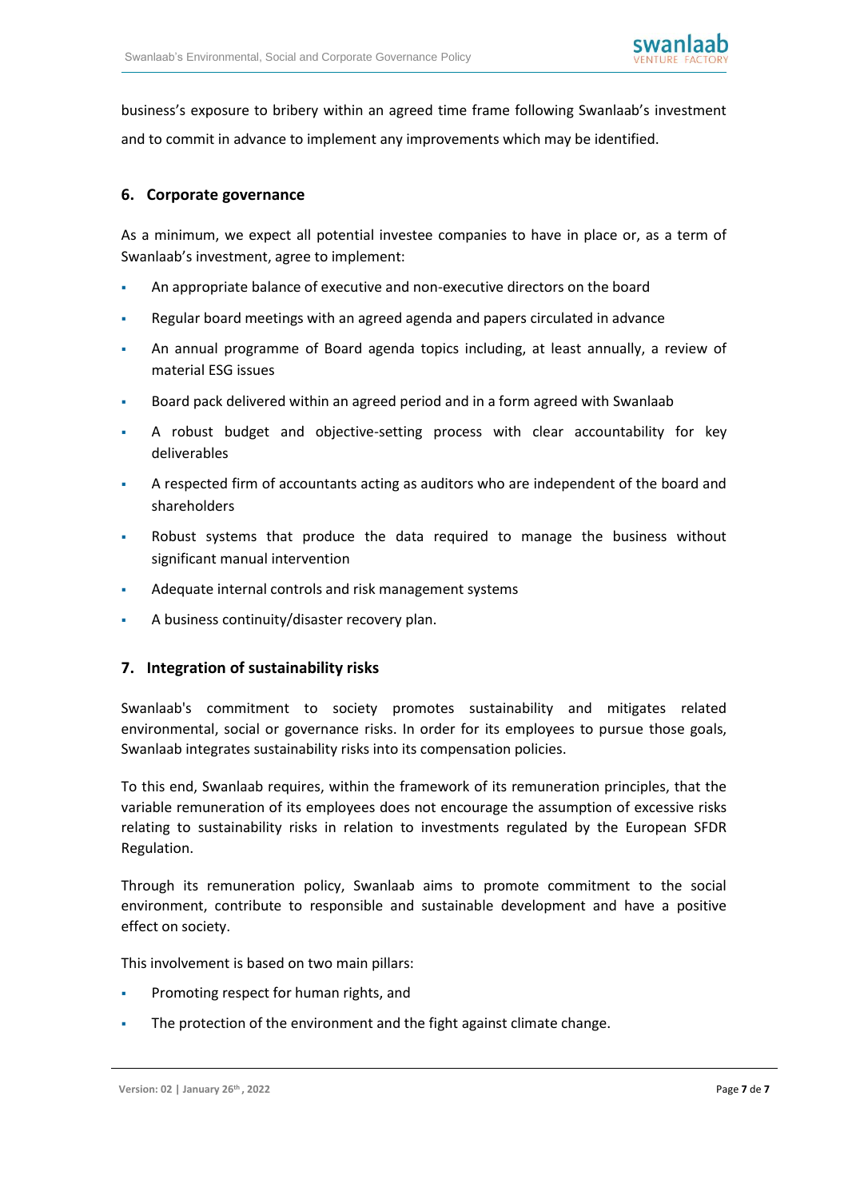business's exposure to bribery within an agreed time frame following Swanlaab's investment and to commit in advance to implement any improvements which may be identified.

## 6. Corporate governance

As a minimum, we expect all potential investee companies to have in place or, as a term of Swanlaab's investment, agree to implement:

- An appropriate balance of executive and non-executive directors on the board
- Regular board meetings with an agreed agenda and papers circulated in advance
- An annual programme of Board agenda topics including, at least annually, a review of material ESG issues
- Board pack delivered within an agreed period and in a form agreed with Swanlaab
- A robust budget and objective-setting process with clear accountability for key deliverables
- A respected firm of accountants acting as auditors who are independent of the board and shareholders
- Robust systems that produce the data required to manage the business without significant manual intervention
- Adequate internal controls and risk management systems
- A business continuity/disaster recovery plan.

## 7. Integration of sustainability risks

Swanlaab's commitment to society promotes sustainability and mitigates related environmental, social or governance risks. In order for its employees to pursue those goals, Swanlaab integrates sustainability risks into its compensation policies.

To this end, Swanlaab requires, within the framework of its remuneration principles, that the variable remuneration of its employees does not encourage the assumption of excessive risks relating to sustainability risks in relation to investments regulated by the European SFDR Regulation.

Through its remuneration policy, Swanlaab aims to promote commitment to the social environment, contribute to responsible and sustainable development and have a positive effect on society.

This involvement is based on two main pillars:

- Promoting respect for human rights, and
- The protection of the environment and the fight against climate change.